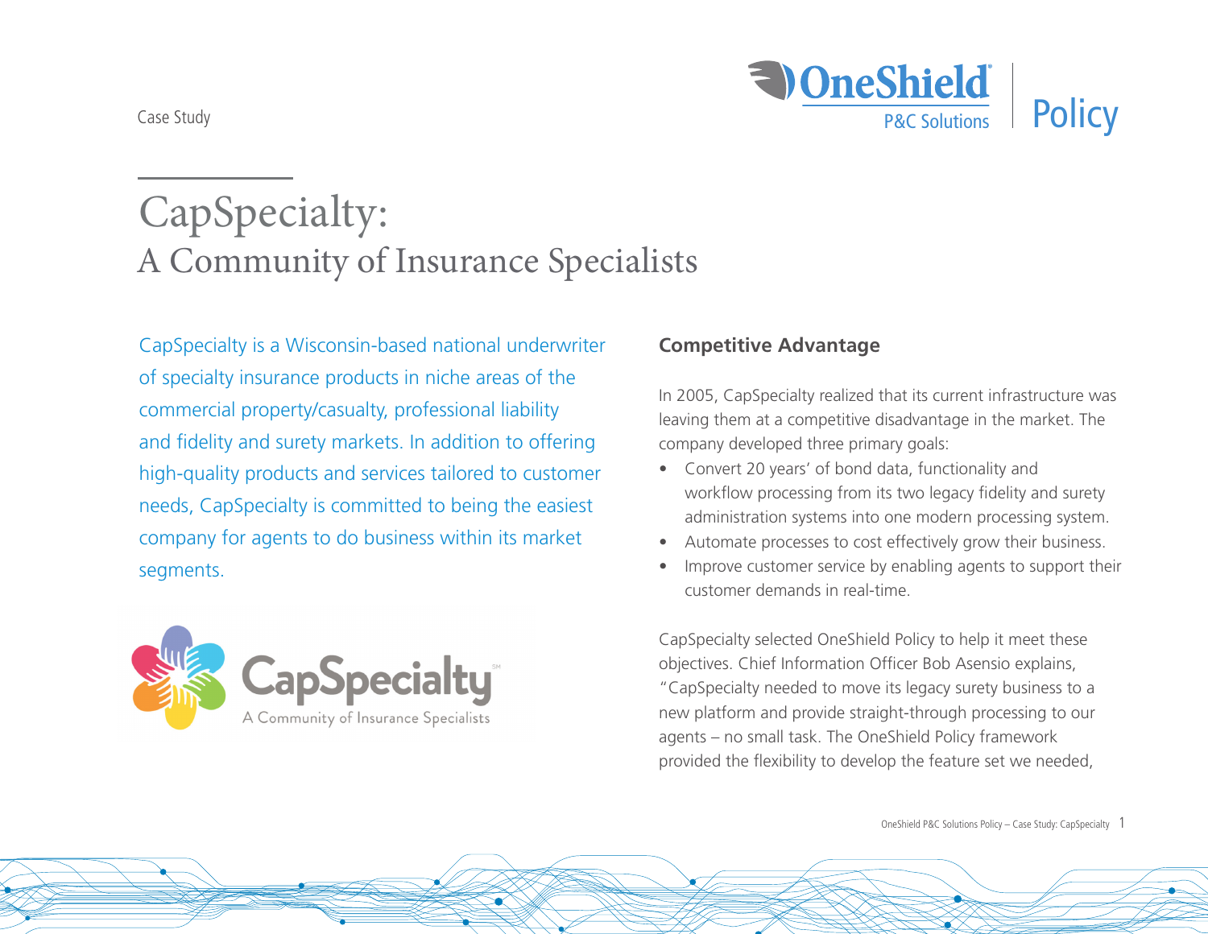Case Study

# CapSpecialty:
## A Community of Insurance Specialists

CapSpecialty is a Wisconsin-based national underwriter of specialty insurance products in niche areas of the commercial property/casualty, professional liability and fidelity and surety markets. In addition to offering high-quality products and services tailored to customer needs, CapSpecialty is committed to being the easiest company for agents to do business within its market segments.

### Competitive Advantage

In 2005, CapSpecialty realized that its current infrastructure was leaving them at a competitive disadvantage in the market. The company developed three primary goals:

- Convert 20 years' of bond data, functionality and workflow processing from its two legacy fidelity and surety administration systems into one modern processing system.
- Automate processes to cost effectively grow their business.
- Improve customer service by enabling agents to support their customer demands in real-time.

CapSpecialty selected OneShield Policy to help it meet these objectives. Chief Information Officer Bob Asensio explains, "CapSpecialty needed to move its legacy surety business to a new platform and provide straight-through processing to our agents – no small task. The OneShield Policy framework provided the flexibility to develop the feature set we needed,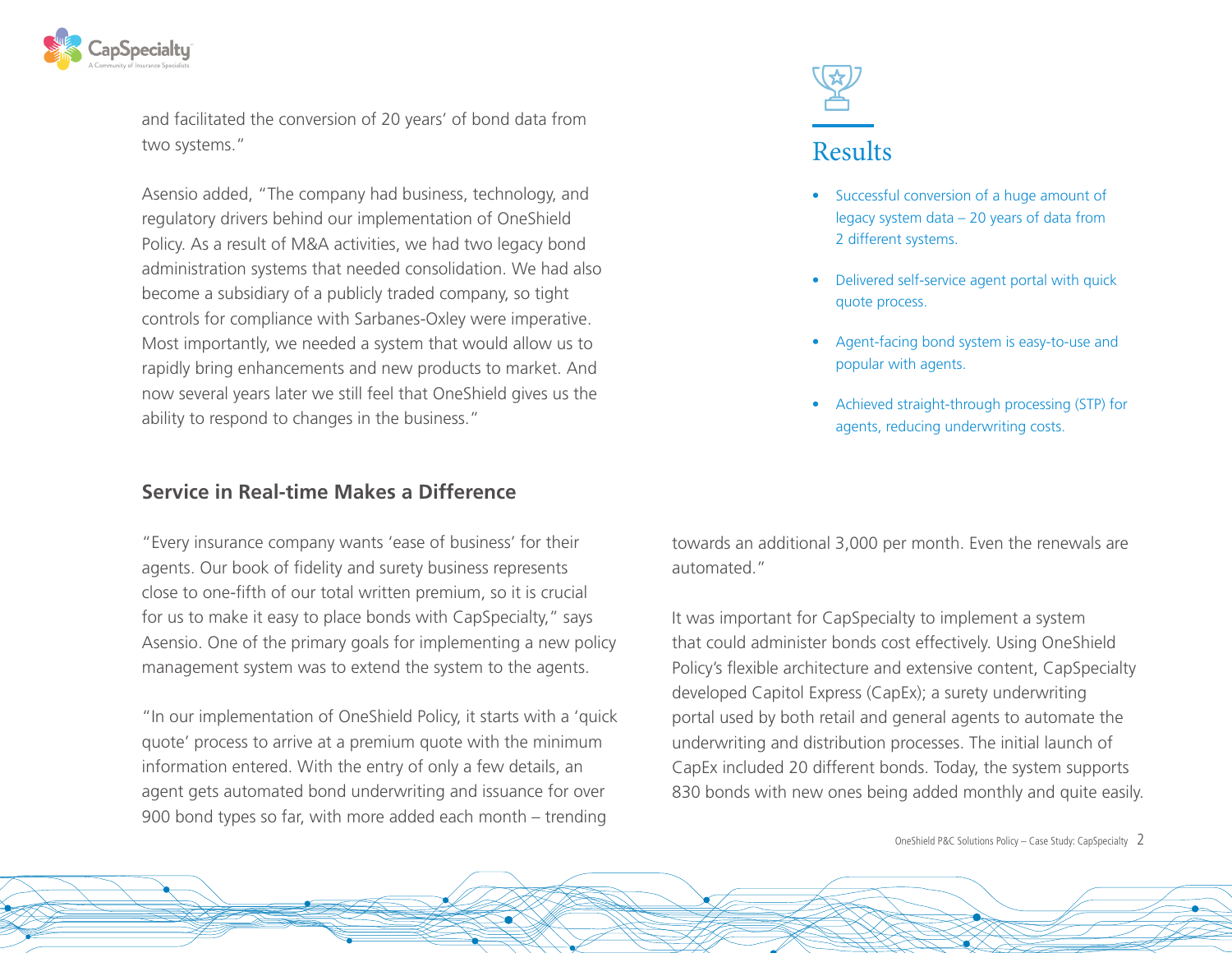and facilitated the conversion of 20 years' of bond data from two systems."

Asensio added, "The company had business, technology, and regulatory drivers behind our implementation of OneShield Policy. As a result of M&A activities, we had two legacy bond administration systems that needed consolidation. We had also become a subsidiary of a publicly traded company, so tight controls for compliance with Sarbanes-Oxley were imperative. Most importantly, we needed a system that would allow us to rapidly bring enhancements and new products to market. And now several years later we still feel that OneShield gives us the ability to respond to changes in the business."

## Results

- Successful conversion of a huge amount of legacy system data – 20 years of data from 2 different systems.
- Delivered self-service agent portal with quick quote process.
- Agent-facing bond system is easy-to-use and popular with agents.
- Achieved straight-through processing (STP) for agents, reducing underwriting costs.

### Service in Real-time Makes a Difference

"Every insurance company wants 'ease of business' for their agents. Our book of fidelity and surety business represents close to one-fifth of our total written premium, so it is crucial for us to make it easy to place bonds with CapSpecialty," says Asensio. One of the primary goals for implementing a new policy management system was to extend the system to the agents.

"In our implementation of OneShield Policy, it starts with a 'quick quote' process to arrive at a premium quote with the minimum information entered. With the entry of only a few details, an agent gets automated bond underwriting and issuance for over 900 bond types so far, with more added each month – trending towards an additional 3,000 per month. Even the renewals are automated."

It was important for CapSpecialty to implement a system that could administer bonds cost effectively. Using OneShield Policy's flexible architecture and extensive content, CapSpecialty developed Capitol Express (CapEx); a surety underwriting portal used by both retail and general agents to automate the underwriting and distribution processes. The initial launch of CapEx included 20 different bonds. Today, the system supports 830 bonds with new ones being added monthly and quite easily.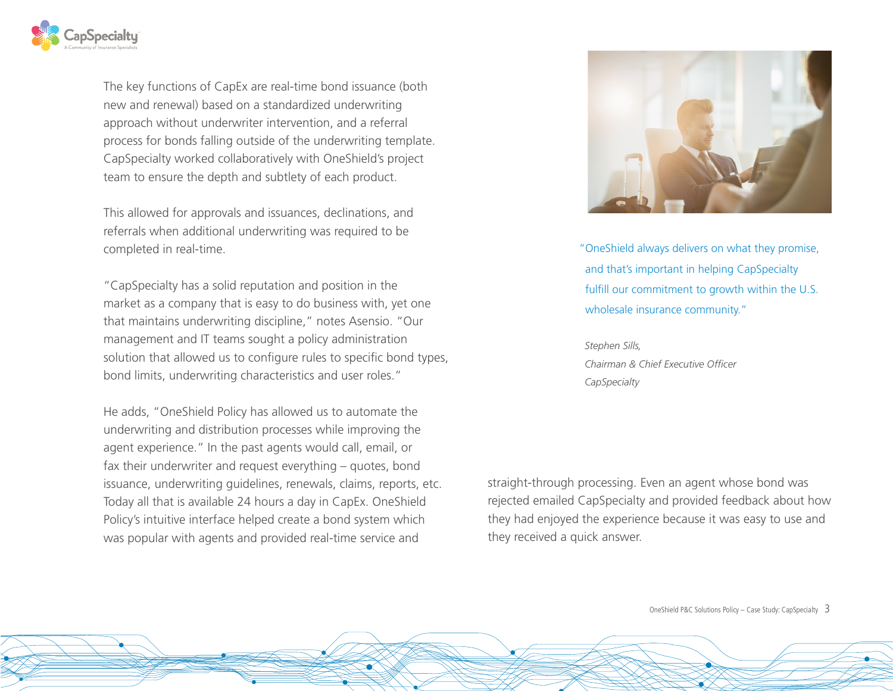The key functions of CapEx are real-time bond issuance (both new and renewal) based on a standardized underwriting approach without underwriter intervention, and a referral process for bonds falling outside of the underwriting template. CapSpecialty worked collaboratively with OneShield's project team to ensure the depth and subtlety of each product.

This allowed for approvals and issuances, declinations, and referrals when additional underwriting was required to be completed in real-time.

"CapSpecialty has a solid reputation and position in the market as a company that is easy to do business with, yet one that maintains underwriting discipline," notes Asensio. "Our management and IT teams sought a policy administration solution that allowed us to configure rules to specific bond types, bond limits, underwriting characteristics and user roles."

He adds, "OneShield Policy has allowed us to automate the underwriting and distribution processes while improving the agent experience." In the past agents would call, email, or fax their underwriter and request everything – quotes, bond issuance, underwriting guidelines, renewals, claims, reports, etc. Today all that is available 24 hours a day in CapEx. OneShield Policy's intuitive interface helped create a bond system which was popular with agents and provided real-time service and straight-through processing. Even an agent whose bond was rejected emailed CapSpecialty and provided feedback about how they had enjoyed the experience because it was easy to use and they received a quick answer.

"OneShield always delivers on what they promise, and that's important in helping CapSpecialty fulfill our commitment to growth within the U.S. wholesale insurance community."

*Stephen Sills,*
*Chairman & Chief Executive Officer*
*CapSpecialty*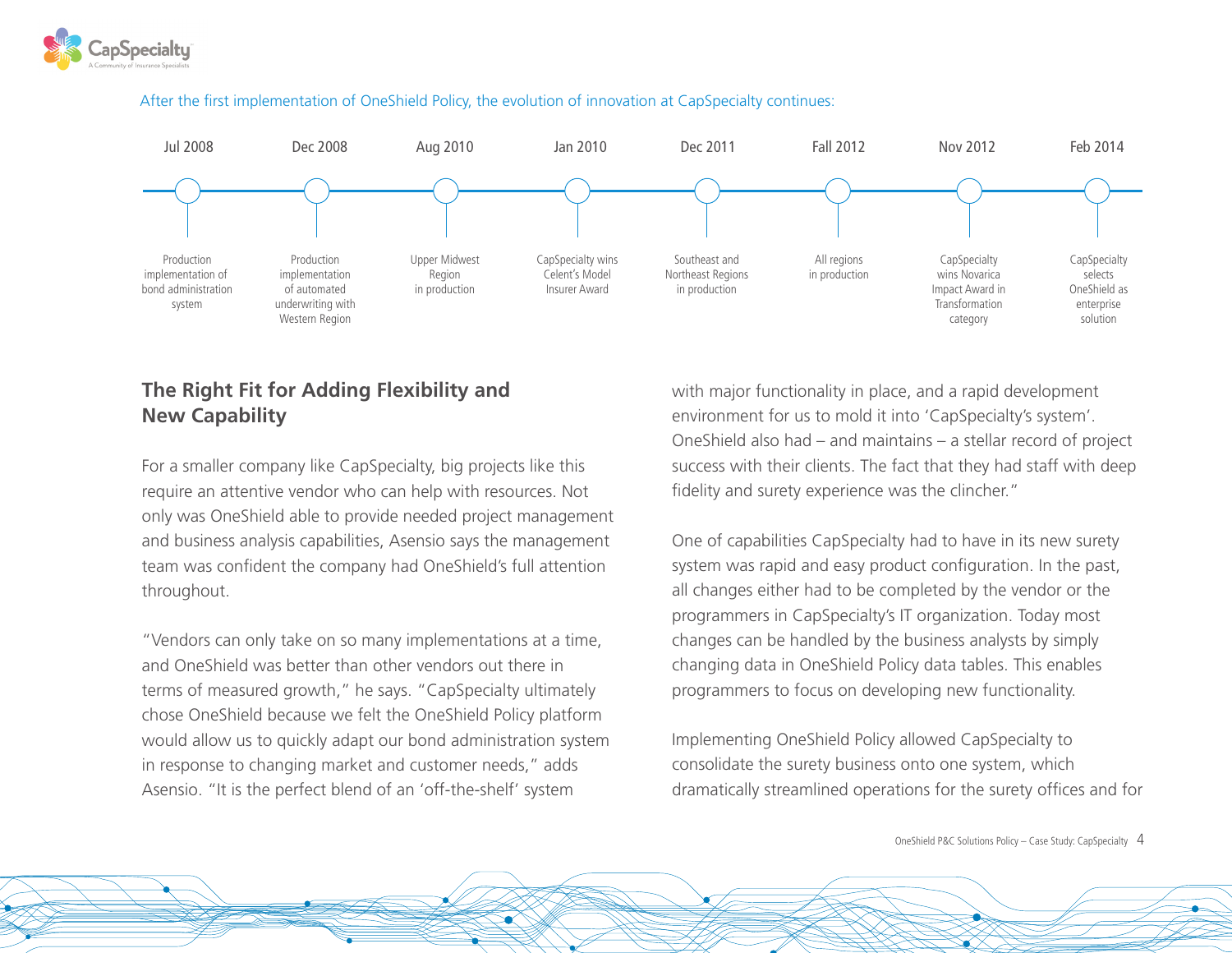After the first implementation of OneShield Policy, the evolution of innovation at CapSpecialty continues:

| Jul 2008 | Dec 2008 | Aug 2010 | Jan 2010 | Dec 2011 | Fall 2012 | Nov 2012 | Feb 2014 |
|---|---|---|---|---|---|---|---|
| Production implementation of bond administration system | Production implementation of automated underwriting with Western Region | Upper Midwest Region in production | CapSpecialty wins Celent's Model Insurer Award | Southeast and Northeast Regions in production | All regions in production | CapSpecialty wins Novarica Impact Award in Transformation category | CapSpecialty selects OneShield as enterprise solution |

## The Right Fit for Adding Flexibility and New Capability

For a smaller company like CapSpecialty, big projects like this require an attentive vendor who can help with resources. Not only was OneShield able to provide needed project management and business analysis capabilities, Asensio says the management team was confident the company had OneShield's full attention throughout.

"Vendors can only take on so many implementations at a time, and OneShield was better than other vendors out there in terms of measured growth," he says. "CapSpecialty ultimately chose OneShield because we felt the OneShield Policy platform would allow us to quickly adapt our bond administration system in response to changing market and customer needs," adds Asensio. "It is the perfect blend of an 'off-the-shelf' system with major functionality in place, and a rapid development environment for us to mold it into 'CapSpecialty's system'. OneShield also had – and maintains – a stellar record of project success with their clients. The fact that they had staff with deep fidelity and surety experience was the clincher."

One of capabilities CapSpecialty had to have in its new surety system was rapid and easy product configuration. In the past, all changes either had to be completed by the vendor or the programmers in CapSpecialty's IT organization. Today most changes can be handled by the business analysts by simply changing data in OneShield Policy data tables. This enables programmers to focus on developing new functionality.

Implementing OneShield Policy allowed CapSpecialty to consolidate the surety business onto one system, which dramatically streamlined operations for the surety offices and for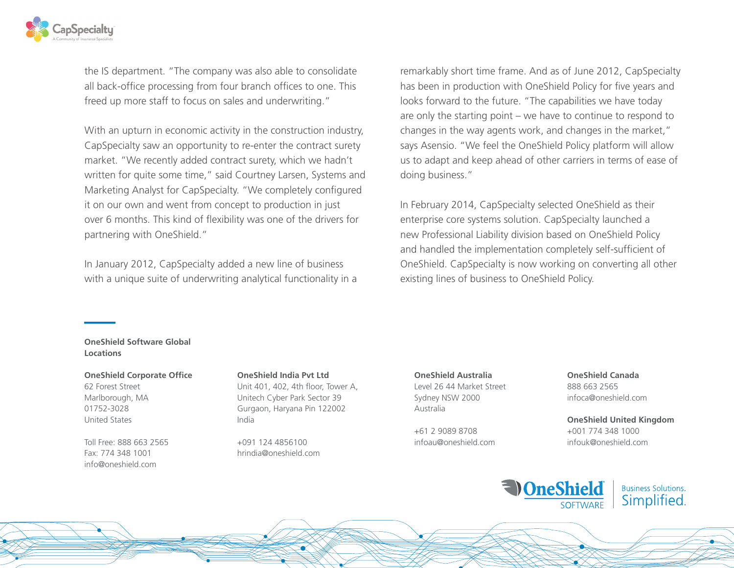the IS department. "The company was also able to consolidate all back-office processing from four branch offices to one. This freed up more staff to focus on sales and underwriting."

With an upturn in economic activity in the construction industry, CapSpecialty saw an opportunity to re-enter the contract surety market. "We recently added contract surety, which we hadn't written for quite some time," said Courtney Larsen, Systems and Marketing Analyst for CapSpecialty. "We completely configured it on our own and went from concept to production in just over 6 months. This kind of flexibility was one of the drivers for partnering with OneShield."

In January 2012, CapSpecialty added a new line of business with a unique suite of underwriting analytical functionality in a remarkably short time frame. And as of June 2012, CapSpecialty has been in production with OneShield Policy for five years and looks forward to the future. "The capabilities we have today are only the starting point – we have to continue to respond to changes in the way agents work, and changes in the market," says Asensio. "We feel the OneShield Policy platform will allow us to adapt and keep ahead of other carriers in terms of ease of doing business."

In February 2014, CapSpecialty selected OneShield as their enterprise core systems solution. CapSpecialty launched a new Professional Liability division based on OneShield Policy and handled the implementation completely self-sufficient of OneShield. CapSpecialty is now working on converting all other existing lines of business to OneShield Policy.

**OneShield Software Global Locations**

**OneShield Corporate Office**
62 Forest Street
Marlborough, MA
01752-3028
United States

Toll Free: 888 663 2565
Fax: 774 348 1001
info@oneshield.com

**OneShield India Pvt Ltd**
Unit 401, 402, 4th floor, Tower A,
Unitech Cyber Park Sector 39
Gurgaon, Haryana Pin 122002
India

+091 124 4856100
hrindia@oneshield.com

**OneShield Australia**
Level 26 44 Market Street
Sydney NSW 2000
Australia

+61 2 9089 8708
infoau@oneshield.com

**OneShield Canada**
888 663 2565
infoca@oneshield.com

**OneShield United Kingdom**
+001 774 348 1000
infouk@oneshield.com

OneShield SOFTWARE | Business Solutions. Simplified.